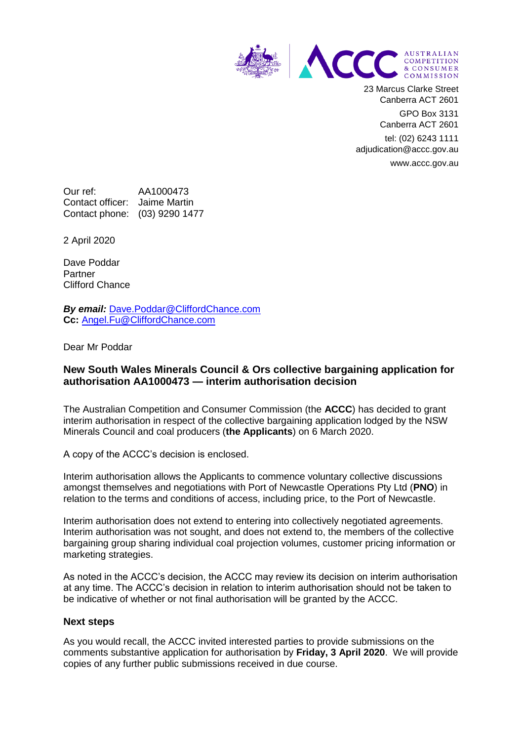AUSTRALIAN COMPETITION & CONSUMER COMMISSION

23 Marcus Clarke Street
Canberra ACT 2601

GPO Box 3131
Canberra ACT 2601

tel: (02) 6243 1111
adjudication@accc.gov.au

www.accc.gov.au

Our ref: AA1000473
Contact officer: Jaime Martin
Contact phone: (03) 9290 1477

2 April 2020

Dave Poddar
Partner
Clifford Chance

***By email:*** Dave.Poddar@CliffordChance.com
**Cc:** Angel.Fu@CliffordChance.com

Dear Mr Poddar

**New South Wales Minerals Council & Ors collective bargaining application for authorisation AA1000473 — interim authorisation decision**

The Australian Competition and Consumer Commission (the **ACCC**) has decided to grant interim authorisation in respect of the collective bargaining application lodged by the NSW Minerals Council and coal producers (**the Applicants**) on 6 March 2020.

A copy of the ACCC's decision is enclosed.

Interim authorisation allows the Applicants to commence voluntary collective discussions amongst themselves and negotiations with Port of Newcastle Operations Pty Ltd (**PNO**) in relation to the terms and conditions of access, including price, to the Port of Newcastle.

Interim authorisation does not extend to entering into collectively negotiated agreements. Interim authorisation was not sought, and does not extend to, the members of the collective bargaining group sharing individual coal projection volumes, customer pricing information or marketing strategies.

As noted in the ACCC's decision, the ACCC may review its decision on interim authorisation at any time. The ACCC's decision in relation to interim authorisation should not be taken to be indicative of whether or not final authorisation will be granted by the ACCC.

**Next steps**

As you would recall, the ACCC invited interested parties to provide submissions on the comments substantive application for authorisation by **Friday, 3 April 2020**. We will provide copies of any further public submissions received in due course.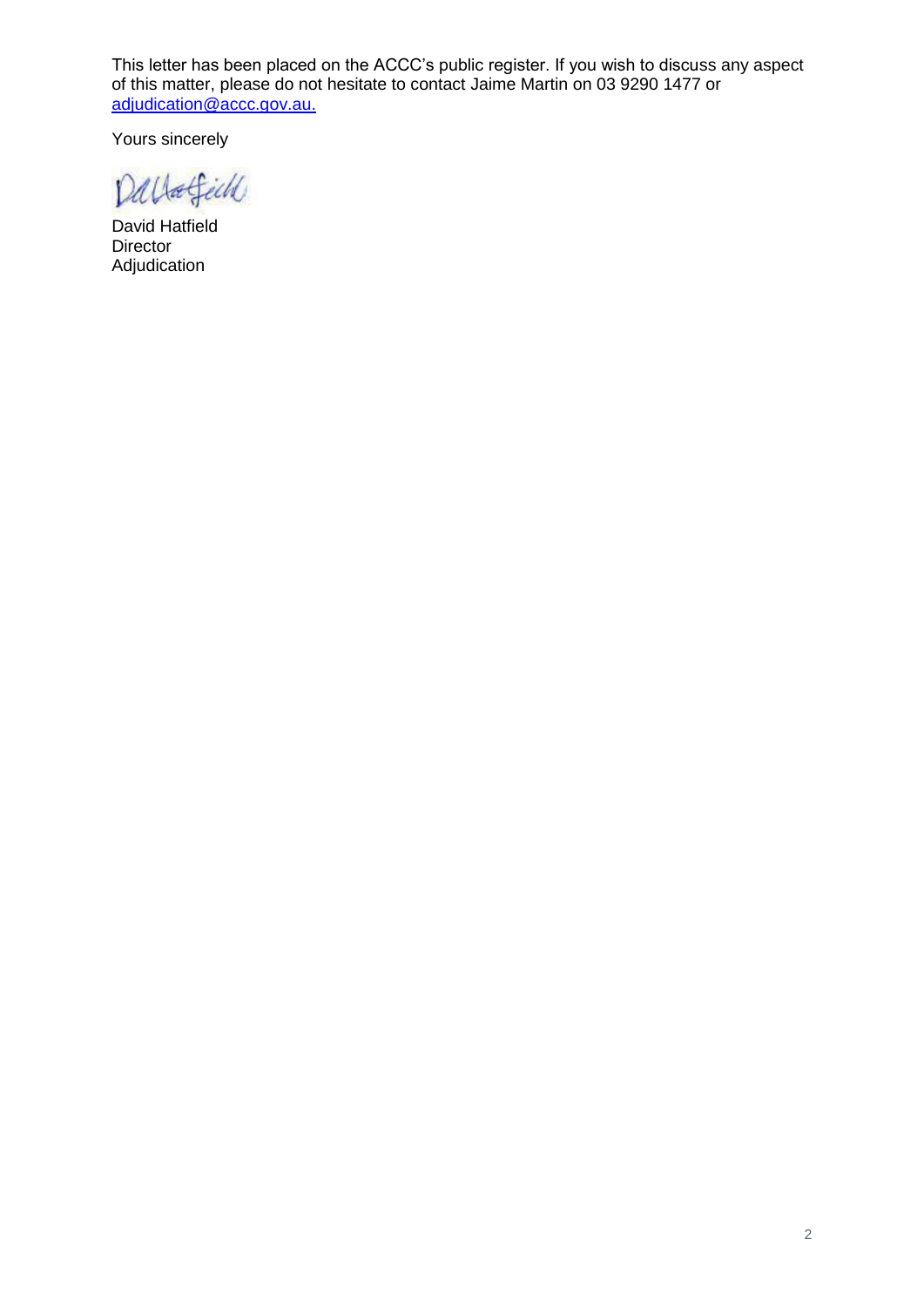This letter has been placed on the ACCC's public register. If you wish to discuss any aspect of this matter, please do not hesitate to contact Jaime Martin on 03 9290 1477 or adjudication@accc.gov.au.

Yours sincerely

David Hatfield
Director
Adjudication